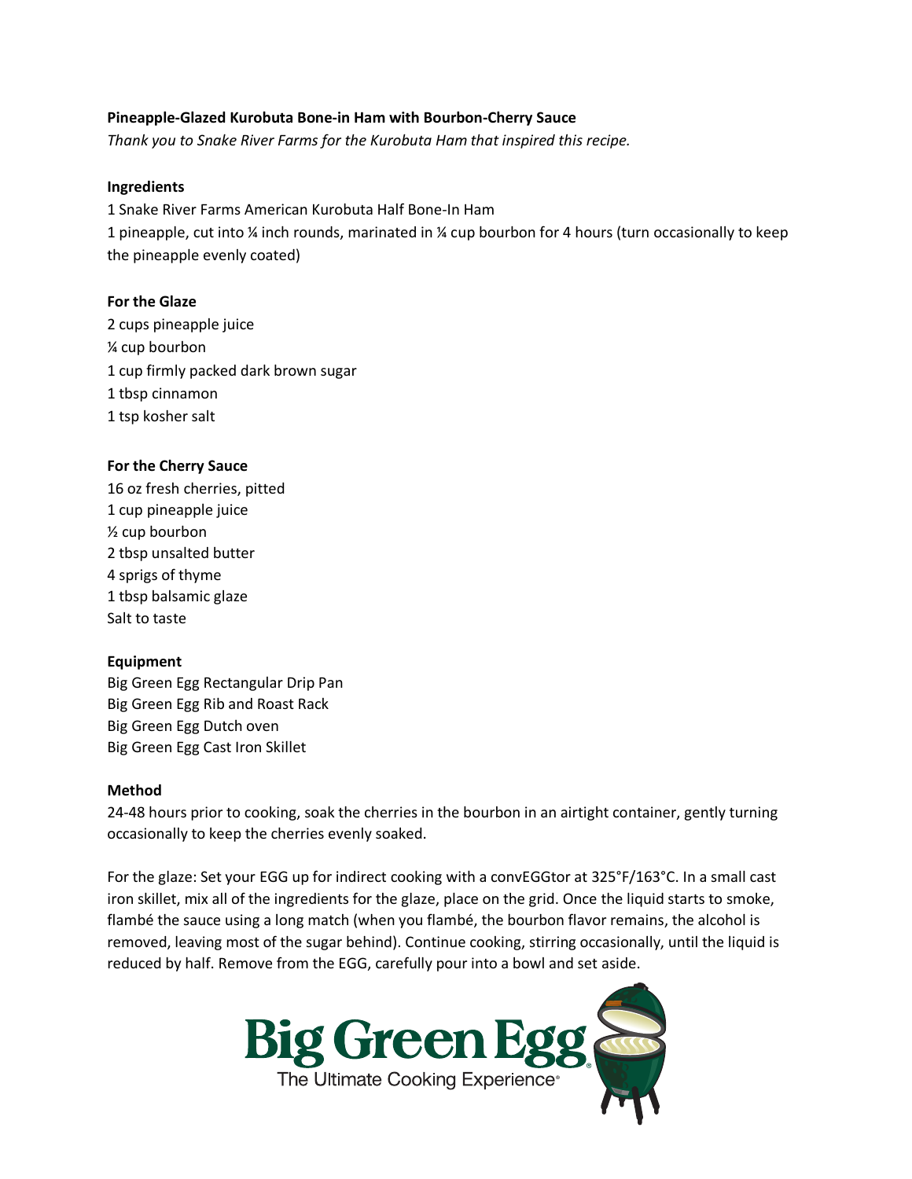**Pineapple-Glazed Kurobuta Bone-in Ham with Bourbon-Cherry Sauce**

*Thank you to Snake River Farms for the Kurobuta Ham that inspired this recipe.*

**Ingredients**

1 Snake River Farms American Kurobuta Half Bone-In Ham
1 pineapple, cut into ¼ inch rounds, marinated in ¼ cup bourbon for 4 hours (turn occasionally to keep the pineapple evenly coated)

**For the Glaze**

2 cups pineapple juice
¼ cup bourbon
1 cup firmly packed dark brown sugar
1 tbsp cinnamon
1 tsp kosher salt

**For the Cherry Sauce**

16 oz fresh cherries, pitted
1 cup pineapple juice
½ cup bourbon
2 tbsp unsalted butter
4 sprigs of thyme
1 tbsp balsamic glaze
Salt to taste

**Equipment**

Big Green Egg Rectangular Drip Pan
Big Green Egg Rib and Roast Rack
Big Green Egg Dutch oven
Big Green Egg Cast Iron Skillet

**Method**

24-48 hours prior to cooking, soak the cherries in the bourbon in an airtight container, gently turning occasionally to keep the cherries evenly soaked.

For the glaze: Set your EGG up for indirect cooking with a convEGGtor at 325°F/163°C. In a small cast iron skillet, mix all of the ingredients for the glaze, place on the grid. Once the liquid starts to smoke, flambé the sauce using a long match (when you flambé, the bourbon flavor remains, the alcohol is removed, leaving most of the sugar behind). Continue cooking, stirring occasionally, until the liquid is reduced by half. Remove from the EGG, carefully pour into a bowl and set aside.

Big Green Egg
The Ultimate Cooking Experience®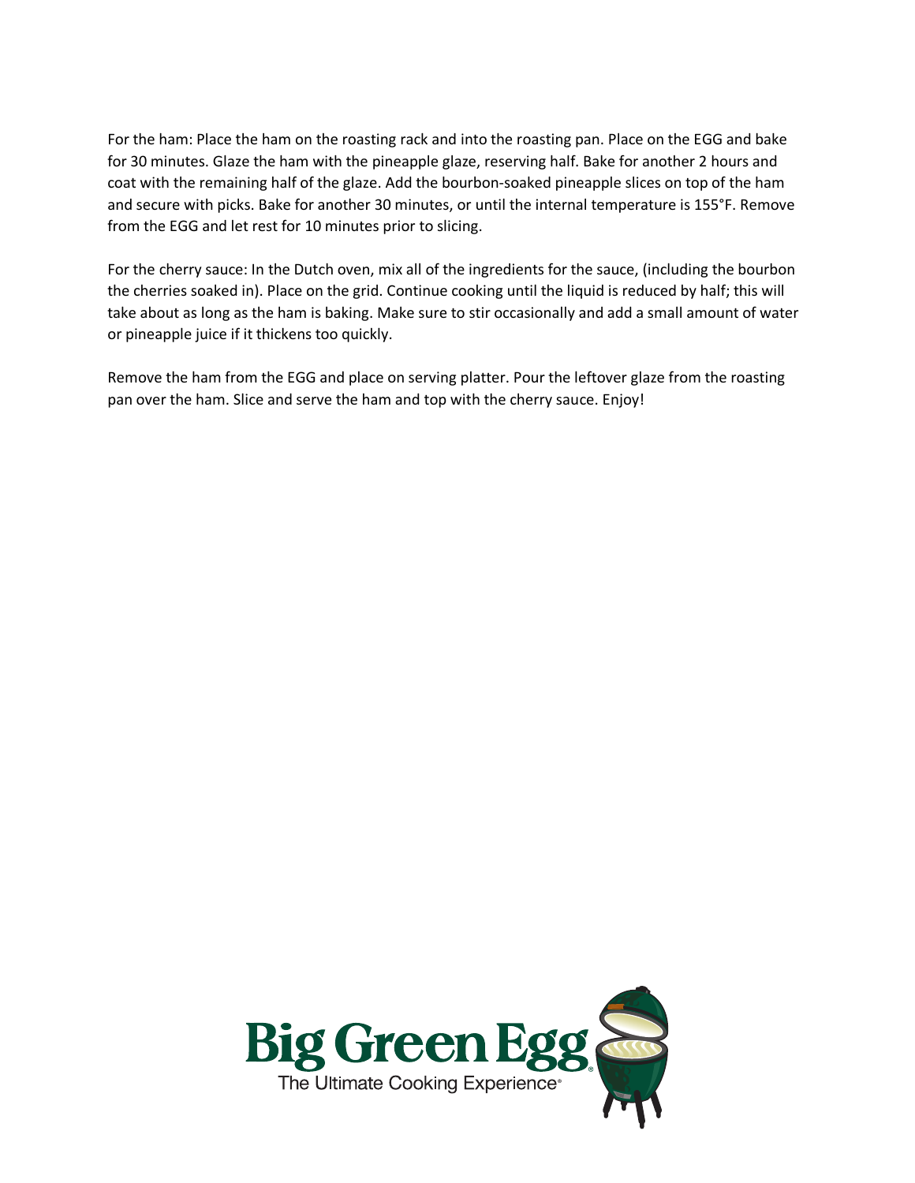For the ham: Place the ham on the roasting rack and into the roasting pan. Place on the EGG and bake for 30 minutes. Glaze the ham with the pineapple glaze, reserving half. Bake for another 2 hours and coat with the remaining half of the glaze. Add the bourbon-soaked pineapple slices on top of the ham and secure with picks. Bake for another 30 minutes, or until the internal temperature is 155°F. Remove from the EGG and let rest for 10 minutes prior to slicing.

For the cherry sauce: In the Dutch oven, mix all of the ingredients for the sauce, (including the bourbon the cherries soaked in). Place on the grid. Continue cooking until the liquid is reduced by half; this will take about as long as the ham is baking. Make sure to stir occasionally and add a small amount of water or pineapple juice if it thickens too quickly.

Remove the ham from the EGG and place on serving platter. Pour the leftover glaze from the roasting pan over the ham. Slice and serve the ham and top with the cherry sauce. Enjoy!

Big Green Egg
The Ultimate Cooking Experience®